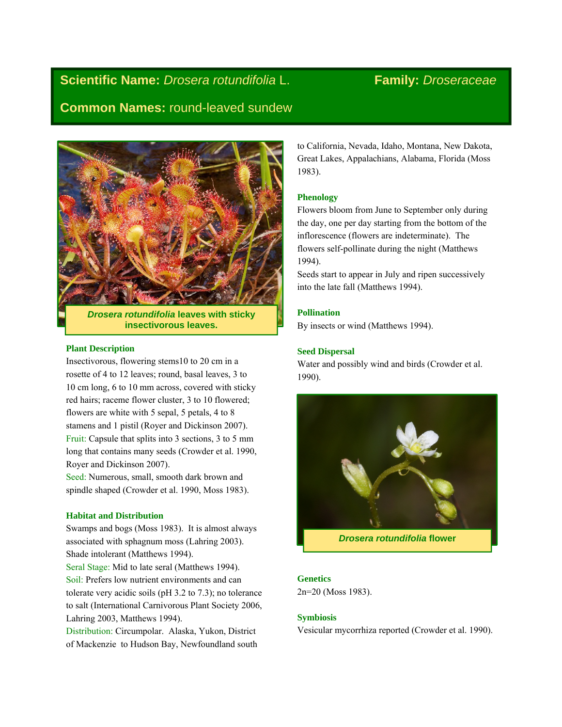**Scientific Name:** *Drosera rotundifolia* L. **Family:** *Droseraceae*

**Common Names:** round-leaved sundew

*Drosera rotundifolia* leaves with sticky insectivorous leaves.

### Plant Description

Insectivorous, flowering stems10 to 20 cm in a rosette of 4 to 12 leaves; round, basal leaves, 3 to 10 cm long, 6 to 10 mm across, covered with sticky red hairs; raceme flower cluster, 3 to 10 flowered; flowers are white with 5 sepal, 5 petals, 4 to 8 stamens and 1 pistil (Royer and Dickinson 2007).

Fruit: Capsule that splits into 3 sections, 3 to 5 mm long that contains many seeds (Crowder et al. 1990, Royer and Dickinson 2007).

Seed: Numerous, small, smooth dark brown and spindle shaped (Crowder et al. 1990, Moss 1983).

### Habitat and Distribution

Swamps and bogs (Moss 1983). It is almost always associated with sphagnum moss (Lahring 2003). Shade intolerant (Matthews 1994).

Seral Stage: Mid to late seral (Matthews 1994).

Soil: Prefers low nutrient environments and can tolerate very acidic soils (pH 3.2 to 7.3); no tolerance to salt (International Carnivorous Plant Society 2006, Lahring 2003, Matthews 1994).

Distribution: Circumpolar. Alaska, Yukon, District of Mackenzie to Hudson Bay, Newfoundland south to California, Nevada, Idaho, Montana, New Dakota, Great Lakes, Appalachians, Alabama, Florida (Moss 1983).

### Phenology

Flowers bloom from June to September only during the day, one per day starting from the bottom of the inflorescence (flowers are indeterminate). The flowers self-pollinate during the night (Matthews 1994).

Seeds start to appear in July and ripen successively into the late fall (Matthews 1994).

### Pollination

By insects or wind (Matthews 1994).

### Seed Dispersal

Water and possibly wind and birds (Crowder et al. 1990).

*Drosera rotundifolia* flower

### Genetics

2n=20 (Moss 1983).

### Symbiosis

Vesicular mycorrhiza reported (Crowder et al. 1990).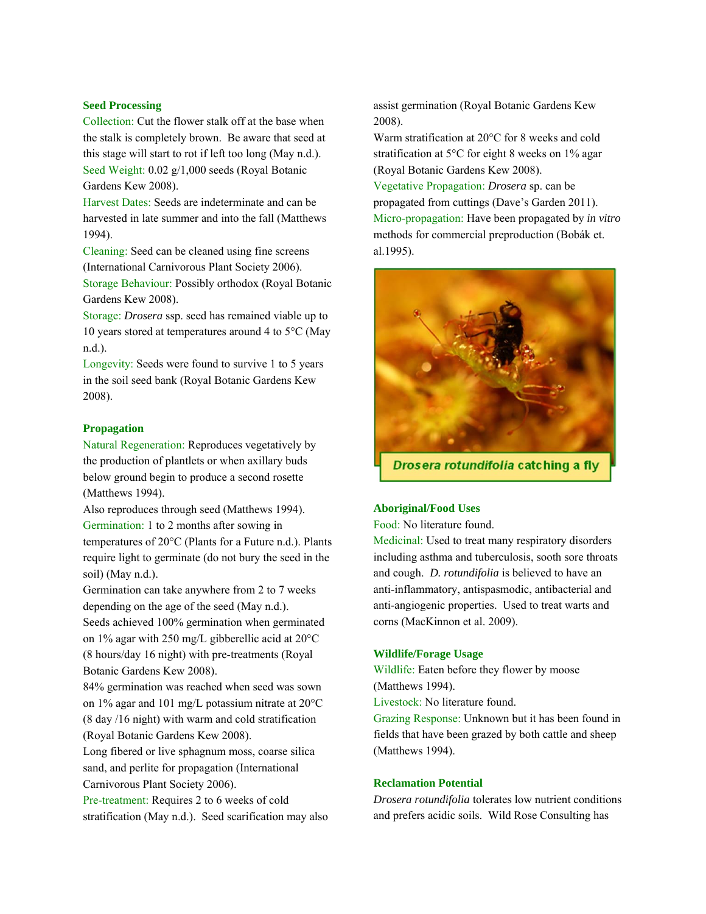### Seed Processing

Collection: Cut the flower stalk off at the base when the stalk is completely brown. Be aware that seed at this stage will start to rot if left too long (May n.d.).

Seed Weight: 0.02 g/1,000 seeds (Royal Botanic Gardens Kew 2008).

Harvest Dates: Seeds are indeterminate and can be harvested in late summer and into the fall (Matthews 1994).

Cleaning: Seed can be cleaned using fine screens (International Carnivorous Plant Society 2006).

Storage Behaviour: Possibly orthodox (Royal Botanic Gardens Kew 2008).

Storage: *Drosera* ssp. seed has remained viable up to 10 years stored at temperatures around 4 to 5°C (May n.d.).

Longevity: Seeds were found to survive 1 to 5 years in the soil seed bank (Royal Botanic Gardens Kew 2008).

### Propagation

Natural Regeneration: Reproduces vegetatively by the production of plantlets or when axillary buds below ground begin to produce a second rosette (Matthews 1994).

Also reproduces through seed (Matthews 1994).

Germination: 1 to 2 months after sowing in temperatures of 20°C (Plants for a Future n.d.). Plants require light to germinate (do not bury the seed in the soil) (May n.d.).

Germination can take anywhere from 2 to 7 weeks depending on the age of the seed (May n.d.).

Seeds achieved 100% germination when germinated on 1% agar with 250 mg/L gibberellic acid at 20°C (8 hours/day 16 night) with pre-treatments (Royal Botanic Gardens Kew 2008).

84% germination was reached when seed was sown on 1% agar and 101 mg/L potassium nitrate at 20°C (8 day /16 night) with warm and cold stratification (Royal Botanic Gardens Kew 2008).

Long fibered or live sphagnum moss, coarse silica sand, and perlite for propagation (International Carnivorous Plant Society 2006).

Pre-treatment: Requires 2 to 6 weeks of cold stratification (May n.d.). Seed scarification may also assist germination (Royal Botanic Gardens Kew 2008).

Warm stratification at 20°C for 8 weeks and cold stratification at 5°C for eight 8 weeks on 1% agar (Royal Botanic Gardens Kew 2008).

Vegetative Propagation: *Drosera* sp. can be propagated from cuttings (Dave's Garden 2011).

Micro-propagation: Have been propagated by *in vitro* methods for commercial preproduction (Bobák et. al.1995).

*Drosera rotundifolia* catching a fly

### Aboriginal/Food Uses

Food: No literature found.

Medicinal: Used to treat many respiratory disorders including asthma and tuberculosis, sooth sore throats and cough. *D. rotundifolia* is believed to have an anti-inflammatory, antispasmodic, antibacterial and anti-angiogenic properties. Used to treat warts and corns (MacKinnon et al. 2009).

### Wildlife/Forage Usage

Wildlife: Eaten before they flower by moose (Matthews 1994).

Livestock: No literature found.

Grazing Response: Unknown but it has been found in fields that have been grazed by both cattle and sheep (Matthews 1994).

### Reclamation Potential

*Drosera rotundifolia* tolerates low nutrient conditions and prefers acidic soils. Wild Rose Consulting has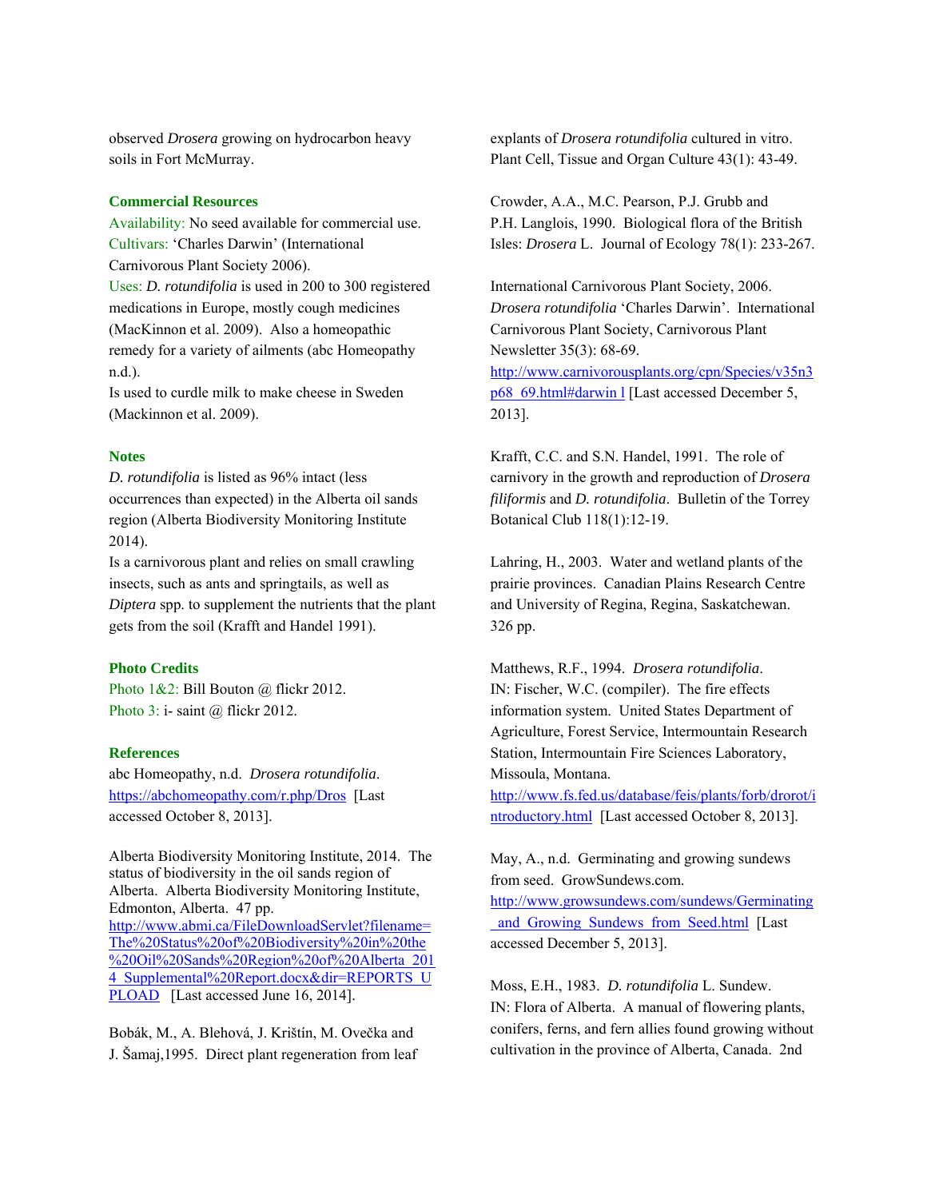observed *Drosera* growing on hydrocarbon heavy soils in Fort McMurray.

### Commercial Resources

Availability: No seed available for commercial use.
Cultivars: 'Charles Darwin' (International Carnivorous Plant Society 2006).
Uses: *D. rotundifolia* is used in 200 to 300 registered medications in Europe, mostly cough medicines (MacKinnon et al. 2009). Also a homeopathic remedy for a variety of ailments (abc Homeopathy n.d.).
Is used to curdle milk to make cheese in Sweden (Mackinnon et al. 2009).

### Notes

*D. rotundifolia* is listed as 96% intact (less occurrences than expected) in the Alberta oil sands region (Alberta Biodiversity Monitoring Institute 2014).
Is a carnivorous plant and relies on small crawling insects, such as ants and springtails, as well as *Diptera* spp. to supplement the nutrients that the plant gets from the soil (Krafft and Handel 1991).

### Photo Credits

Photo 1&2: Bill Bouton @ flickr 2012.
Photo 3: i- saint @ flickr 2012.

### References

abc Homeopathy, n.d. *Drosera rotundifolia*. https://abchomeopathy.com/r.php/Dros [Last accessed October 8, 2013].

Alberta Biodiversity Monitoring Institute, 2014. The status of biodiversity in the oil sands region of Alberta. Alberta Biodiversity Monitoring Institute, Edmonton, Alberta. 47 pp. http://www.abmi.ca/FileDownloadServlet?filename=The%20Status%20of%20Biodiversity%20in%20the%20Oil%20Sands%20Region%20of%20Alberta_2014_Supplemental%20Report.docx&dir=REPORTS_UPLOAD [Last accessed June 16, 2014].

Bobák, M., A. Blehová, J. Krištín, M. Ovečka and J. Šamaj,1995. Direct plant regeneration from leaf explants of *Drosera rotundifolia* cultured in vitro. Plant Cell, Tissue and Organ Culture 43(1): 43-49.

Crowder, A.A., M.C. Pearson, P.J. Grubb and P.H. Langlois, 1990. Biological flora of the British Isles: *Drosera* L. Journal of Ecology 78(1): 233-267.

International Carnivorous Plant Society, 2006. *Drosera rotundifolia* 'Charles Darwin'. International Carnivorous Plant Society, Carnivorous Plant Newsletter 35(3): 68-69. http://www.carnivorousplants.org/cpn/Species/v35n3p68_69.html#darwin l [Last accessed December 5, 2013].

Krafft, C.C. and S.N. Handel, 1991. The role of carnivory in the growth and reproduction of *Drosera filiformis* and *D. rotundifolia*. Bulletin of the Torrey Botanical Club 118(1):12-19.

Lahring, H., 2003. Water and wetland plants of the prairie provinces. Canadian Plains Research Centre and University of Regina, Regina, Saskatchewan. 326 pp.

Matthews, R.F., 1994. *Drosera rotundifolia*. IN: Fischer, W.C. (compiler). The fire effects information system. United States Department of Agriculture, Forest Service, Intermountain Research Station, Intermountain Fire Sciences Laboratory, Missoula, Montana. http://www.fs.fed.us/database/feis/plants/forb/drorot/introductory.html [Last accessed October 8, 2013].

May, A., n.d. Germinating and growing sundews from seed. GrowSundews.com. http://www.growsundews.com/sundews/Germinating_and_Growing_Sundews_from_Seed.html [Last accessed December 5, 2013].

Moss, E.H., 1983. *D. rotundifolia* L. Sundew. IN: Flora of Alberta. A manual of flowering plants, conifers, ferns, and fern allies found growing without cultivation in the province of Alberta, Canada. 2nd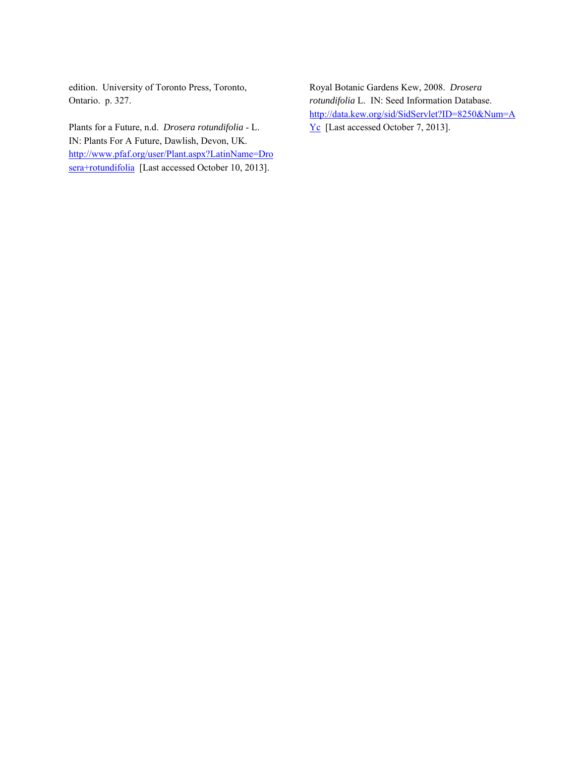edition. University of Toronto Press, Toronto, Ontario. p. 327.

Plants for a Future, n.d. *Drosera rotundifolia* - L. IN: Plants For A Future, Dawlish, Devon, UK. http://www.pfaf.org/user/Plant.aspx?LatinName=Drosera+rotundifolia [Last accessed October 10, 2013].

Royal Botanic Gardens Kew, 2008. *Drosera rotundifolia* L. IN: Seed Information Database. http://data.kew.org/sid/SidServlet?ID=8250&Num=AYc [Last accessed October 7, 2013].